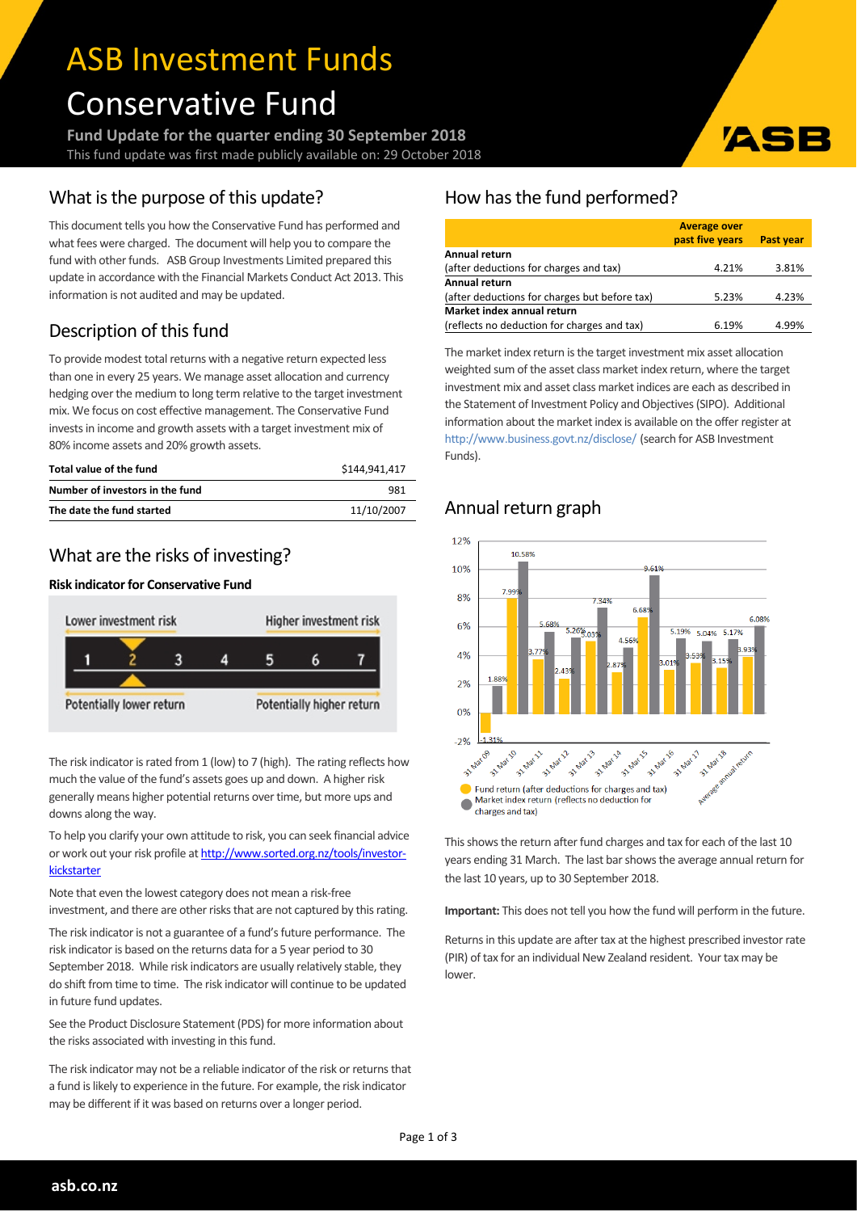# ASB Investment Funds

# Conservative Fund

**Fund Update for the quarter ending 30 September 2018**

This fund update was first made publicly available on: 29 October 2018

## What is the purpose of this update?

This document tells you how the Conservative Fund has performed and what fees were charged. The document will help you to compare the fund with other funds. ASB Group Investments Limited prepared this update in accordance with the Financial Markets Conduct Act 2013. This information is not audited and may be updated.

## Description of this fund

To provide modest total returns with a negative return expected less than one in every 25 years. We manage asset allocation and currency hedging over the medium to long term relative to the target investment mix. We focus on cost effective management. The Conservative Fund invests in income and growth assets with a target investment mix of 80% income assets and 20% growth assets.

| | |
|---|---|
| **Total value of the fund** | $144,941,417 |
| **Number of investors in the fund** | 981 |
| **The date the fund started** | 11/10/2007 |

## What are the risks of investing?

**Risk indicator for Conservative Fund**

Lower investment risk — Higher investment risk

1 **2** 3 4 5 6 7

Potentially lower return — Potentially higher return

The risk indicator is rated from 1 (low) to 7 (high). The rating reflects how much the value of the fund's assets goes up and down. A higher risk generally means higher potential returns over time, but more ups and downs along the way.

To help you clarify your own attitude to risk, you can seek financial advice or work out your risk profile at http://www.sorted.org.nz/tools/investor-kickstarter

Note that even the lowest category does not mean a risk-free investment, and there are other risks that are not captured by this rating.

The risk indicator is not a guarantee of a fund's future performance. The risk indicator is based on the returns data for a 5 year period to 30 September 2018. While risk indicators are usually relatively stable, they do shift from time to time. The risk indicator will continue to be updated in future fund updates.

See the Product Disclosure Statement (PDS) for more information about the risks associated with investing in this fund.

The risk indicator may not be a reliable indicator of the risk or returns that a fund is likely to experience in the future. For example, the risk indicator may be different if it was based on returns over a longer period.

## How has the fund performed?

| | Average over past five years | Past year |
|---|---|---|
| **Annual return** (after deductions for charges and tax) | 4.21% | 3.81% |
| **Annual return** (after deductions for charges but before tax) | 5.23% | 4.23% |
| **Market index annual return** (reflects no deduction for charges and tax) | 6.19% | 4.99% |

The market index return is the target investment mix asset allocation weighted sum of the asset class market index return, where the target investment mix and asset class market indices are each as described in the Statement of Investment Policy and Objectives (SIPO). Additional information about the market index is available on the offer register at http://www.business.govt.nz/disclose/ (search for ASB Investment Funds).

## Annual return graph

| | Fund return (after deductions for charges and tax) | Market index return (reflects no deduction for charges and tax) |
|---|---|---|
| 31 Mar 09 | -1.31% | 1.88% |
| 31 Mar 10 | 7.99% | 10.58% |
| 31 Mar 11 | 3.77% | 5.68% |
| 31 Mar 12 | 2.43% | 5.26% |
| 31 Mar 13 | 5.03% | 7.34% |
| 31 Mar 14 | 2.87% | 4.56% |
| 31 Mar 15 | 6.68% | 9.61% |
| 31 Mar 16 | 3.01% | 5.19% |
| 31 Mar 17 | 3.53% | 5.04% |
| 31 Mar 18 | 3.15% | 5.17% |
| Average annual return | 3.93% | 6.08% |

This shows the return after fund charges and tax for each of the last 10 years ending 31 March. The last bar shows the average annual return for the last 10 years, up to 30 September 2018.

**Important:** This does not tell you how the fund will perform in the future.

Returns in this update are after tax at the highest prescribed investor rate (PIR) of tax for an individual New Zealand resident. Your tax may be lower.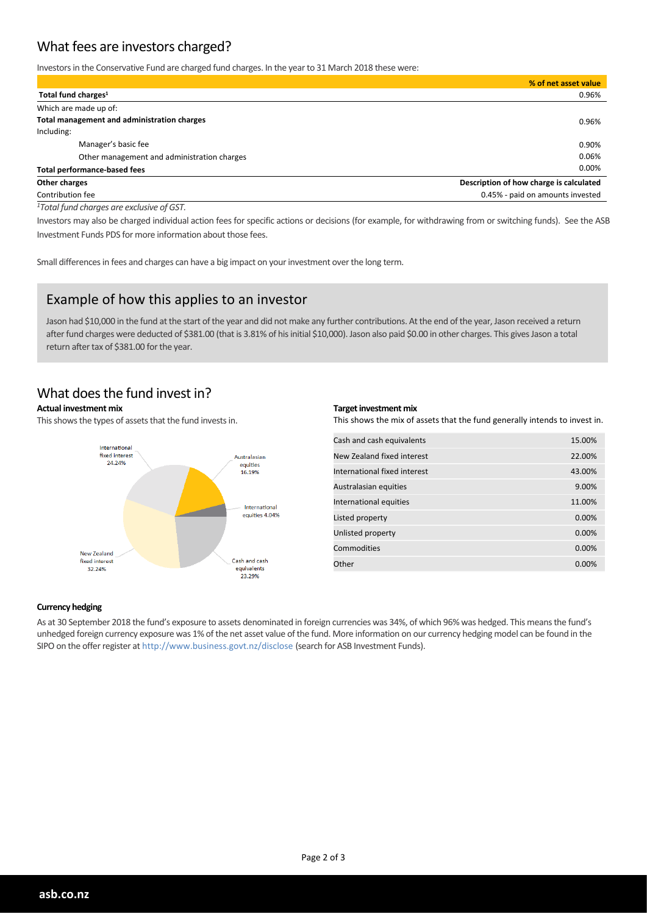## What fees are investors charged?

Investors in the Conservative Fund are charged fund charges. In the year to 31 March 2018 these were:

| | % of net asset value |
|---|---|
| **Total fund charges[1]** | 0.96% |
| Which are made up of: | |
| **Total management and administration charges** | 0.96% |
| Including: | |
| Manager's basic fee | 0.90% |
| Other management and administration charges | 0.06% |
| **Total performance-based fees** | 0.00% |
| **Other charges** | **Description of how charge is calculated** |
| Contribution fee | 0.45% - paid on amounts invested |

*[1]Total fund charges are exclusive of GST.*

Investors may also be charged individual action fees for specific actions or decisions (for example, for withdrawing from or switching funds). See the ASB Investment Funds PDS for more information about those fees.

Small differences in fees and charges can have a big impact on your investment over the long term.

## Example of how this applies to an investor

Jason had $10,000 in the fund at the start of the year and did not make any further contributions. At the end of the year, Jason received a return after fund charges were deducted of $381.00 (that is 3.81% of his initial $10,000). Jason also paid $0.00 in other charges. This gives Jason a total return after tax of $381.00 for the year.

## What does the fund invest in?

**Actual investment mix**

This shows the types of assets that the fund invests in.

| Asset | % |
|---|---|
| International fixed interest | 24.24% |
| Australasian equities | 16.19% |
| International equities | 4.04% |
| Cash and cash equivalents | 23.29% |
| New Zealand fixed interest | 32.24% |

**Target investment mix**

This shows the mix of assets that the fund generally intends to invest in.

| Asset | % |
|---|---|
| Cash and cash equivalents | 15.00% |
| New Zealand fixed interest | 22.00% |
| International fixed interest | 43.00% |
| Australasian equities | 9.00% |
| International equities | 11.00% |
| Listed property | 0.00% |
| Unlisted property | 0.00% |
| Commodities | 0.00% |
| Other | 0.00% |

**Currency hedging**

As at 30 September 2018 the fund's exposure to assets denominated in foreign currencies was 34%, of which 96% was hedged. This means the fund's unhedged foreign currency exposure was 1% of the net asset value of the fund. More information on our currency hedging model can be found in the SIPO on the offer register at http://www.business.govt.nz/disclose (search for ASB Investment Funds).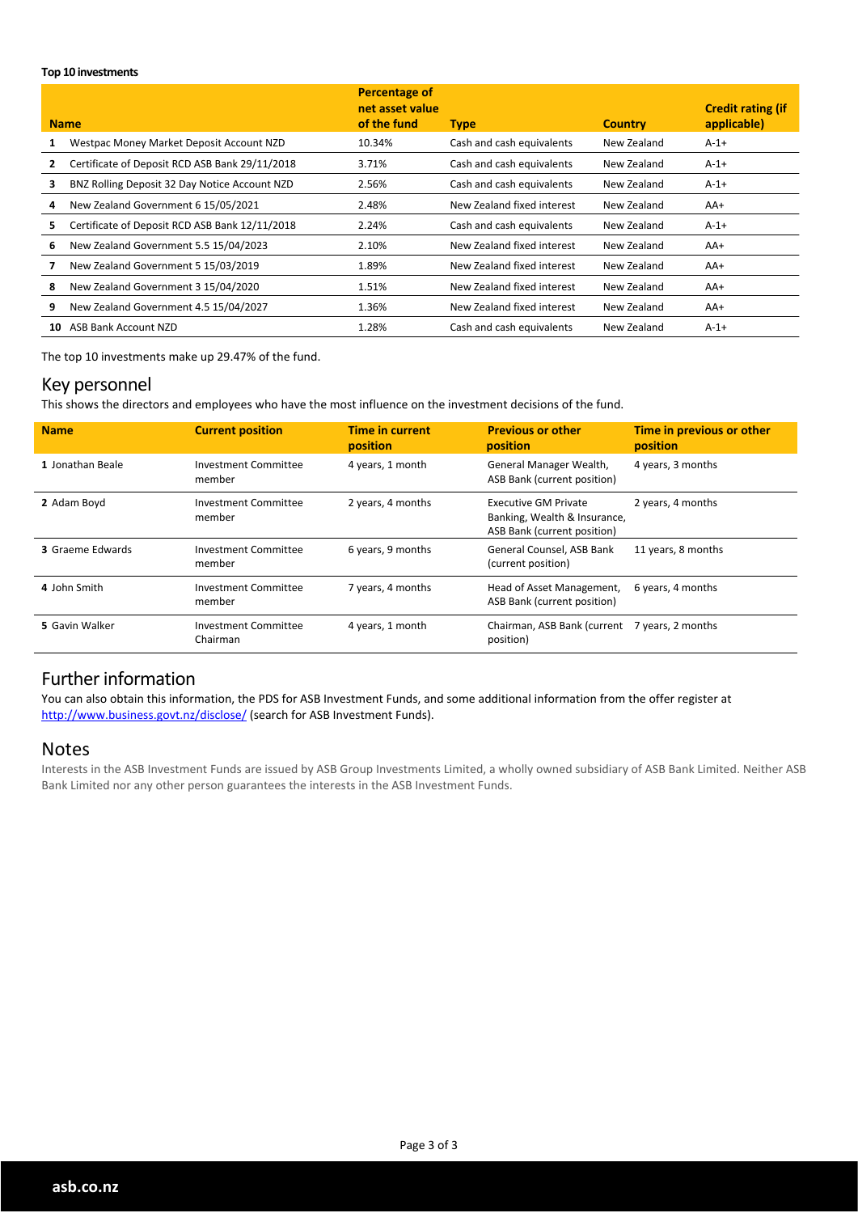**Top 10 investments**

| | Name | Percentage of net asset value of the fund | Type | Country | Credit rating (if applicable) |
|---|---|---|---|---|---|
| 1 | Westpac Money Market Deposit Account NZD | 10.34% | Cash and cash equivalents | New Zealand | A-1+ |
| 2 | Certificate of Deposit RCD ASB Bank 29/11/2018 | 3.71% | Cash and cash equivalents | New Zealand | A-1+ |
| 3 | BNZ Rolling Deposit 32 Day Notice Account NZD | 2.56% | Cash and cash equivalents | New Zealand | A-1+ |
| 4 | New Zealand Government 6 15/05/2021 | 2.48% | New Zealand fixed interest | New Zealand | AA+ |
| 5 | Certificate of Deposit RCD ASB Bank 12/11/2018 | 2.24% | Cash and cash equivalents | New Zealand | A-1+ |
| 6 | New Zealand Government 5.5 15/04/2023 | 2.10% | New Zealand fixed interest | New Zealand | AA+ |
| 7 | New Zealand Government 5 15/03/2019 | 1.89% | New Zealand fixed interest | New Zealand | AA+ |
| 8 | New Zealand Government 3 15/04/2020 | 1.51% | New Zealand fixed interest | New Zealand | AA+ |
| 9 | New Zealand Government 4.5 15/04/2027 | 1.36% | New Zealand fixed interest | New Zealand | AA+ |
| 10 | ASB Bank Account NZD | 1.28% | Cash and cash equivalents | New Zealand | A-1+ |

The top 10 investments make up 29.47% of the fund.

## Key personnel

This shows the directors and employees who have the most influence on the investment decisions of the fund.

| Name | Current position | Time in current position | Previous or other position | Time in previous or other position |
|---|---|---|---|---|
| 1 Jonathan Beale | Investment Committee member | 4 years, 1 month | General Manager Wealth, ASB Bank (current position) | 4 years, 3 months |
| 2 Adam Boyd | Investment Committee member | 2 years, 4 months | Executive GM Private Banking, Wealth & Insurance, ASB Bank (current position) | 2 years, 4 months |
| 3 Graeme Edwards | Investment Committee member | 6 years, 9 months | General Counsel, ASB Bank (current position) | 11 years, 8 months |
| 4 John Smith | Investment Committee member | 7 years, 4 months | Head of Asset Management, ASB Bank (current position) | 6 years, 4 months |
| 5 Gavin Walker | Investment Committee Chairman | 4 years, 1 month | Chairman, ASB Bank (current position) | 7 years, 2 months |

## Further information

You can also obtain this information, the PDS for ASB Investment Funds, and some additional information from the offer register at http://www.business.govt.nz/disclose/ (search for ASB Investment Funds).

## Notes

Interests in the ASB Investment Funds are issued by ASB Group Investments Limited, a wholly owned subsidiary of ASB Bank Limited. Neither ASB Bank Limited nor any other person guarantees the interests in the ASB Investment Funds.

asb.co.nz